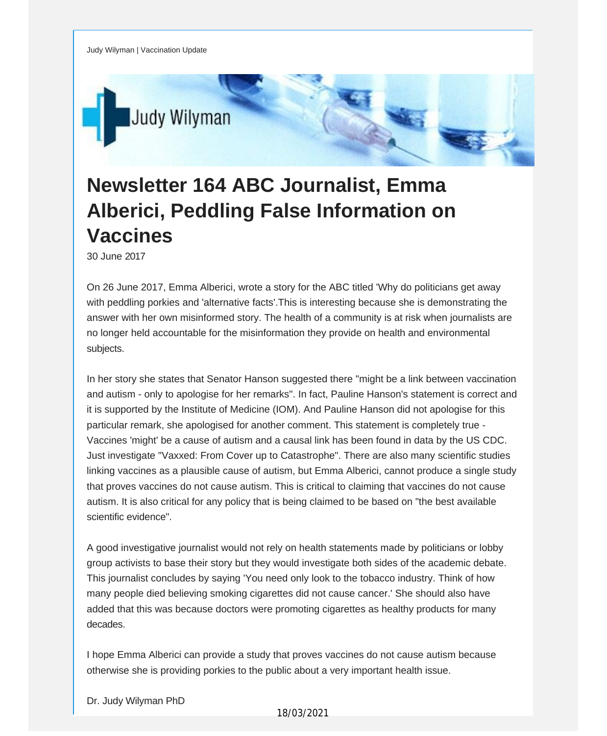Judy Wilyman | Vaccination Update

Judy Wilyman

# Newsletter 164 ABC Journalist, Emma Alberici, Peddling False Information on Vaccines

30 June 2017

On 26 June 2017, Emma Alberici, wrote a story for the ABC titled 'Why do politicians get away with peddling porkies and 'alternative facts'.This is interesting because she is demonstrating the answer with her own misinformed story. The health of a community is at risk when journalists are no longer held accountable for the misinformation they provide on health and environmental subjects.

In her story she states that Senator Hanson suggested there "might be a link between vaccination and autism - only to apologise for her remarks". In fact, Pauline Hanson's statement is correct and it is supported by the Institute of Medicine (IOM). And Pauline Hanson did not apologise for this particular remark, she apologised for another comment. This statement is completely true - Vaccines 'might' be a cause of autism and a causal link has been found in data by the US CDC. Just investigate "Vaxxed: From Cover up to Catastrophe". There are also many scientific studies linking vaccines as a plausible cause of autism, but Emma Alberici, cannot produce a single study that proves vaccines do not cause autism. This is critical to claiming that vaccines do not cause autism. It is also critical for any policy that is being claimed to be based on "the best available scientific evidence".

A good investigative journalist would not rely on health statements made by politicians or lobby group activists to base their story but they would investigate both sides of the academic debate. This journalist concludes by saying 'You need only look to the tobacco industry. Think of how many people died believing smoking cigarettes did not cause cancer.' She should also have added that this was because doctors were promoting cigarettes as healthy products for many decades.

I hope Emma Alberici can provide a study that proves vaccines do not cause autism because otherwise she is providing porkies to the public about a very important health issue.

Dr. Judy Wilyman PhD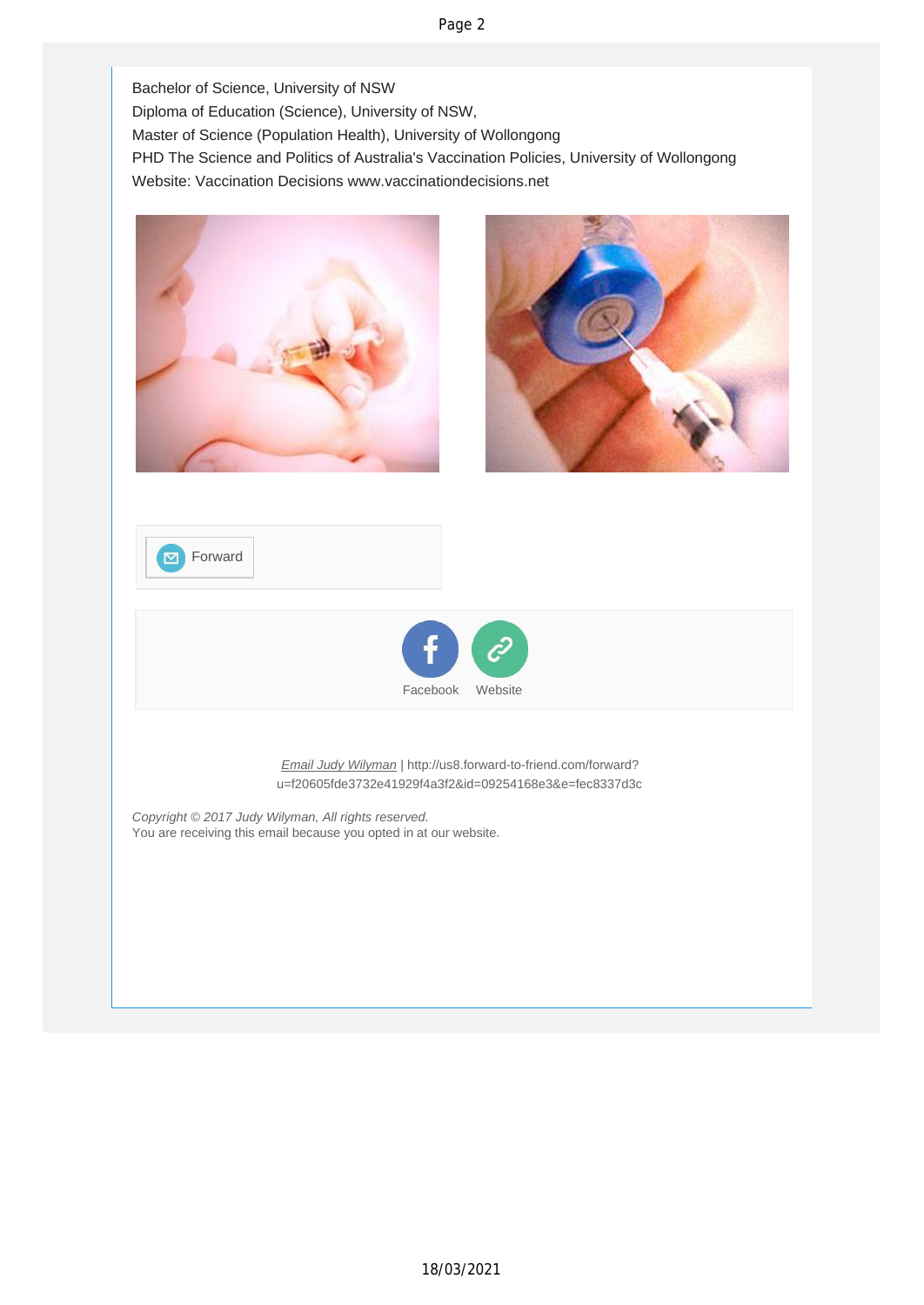Bachelor of Science, University of NSW
Diploma of Education (Science), University of NSW,
Master of Science (Population Health), University of Wollongong
PHD The Science and Politics of Australia's Vaccination Policies, University of Wollongong
Website: Vaccination Decisions www.vaccinationdecisions.net

Forward

Facebook Website

*Email Judy Wilyman* | http://us8.forward-to-friend.com/forward?u=f20605fde3732e41929f4a3f2&id=09254168e3&e=fec8337d3c

*Copyright © 2017 Judy Wilyman, All rights reserved.*
You are receiving this email because you opted in at our website.